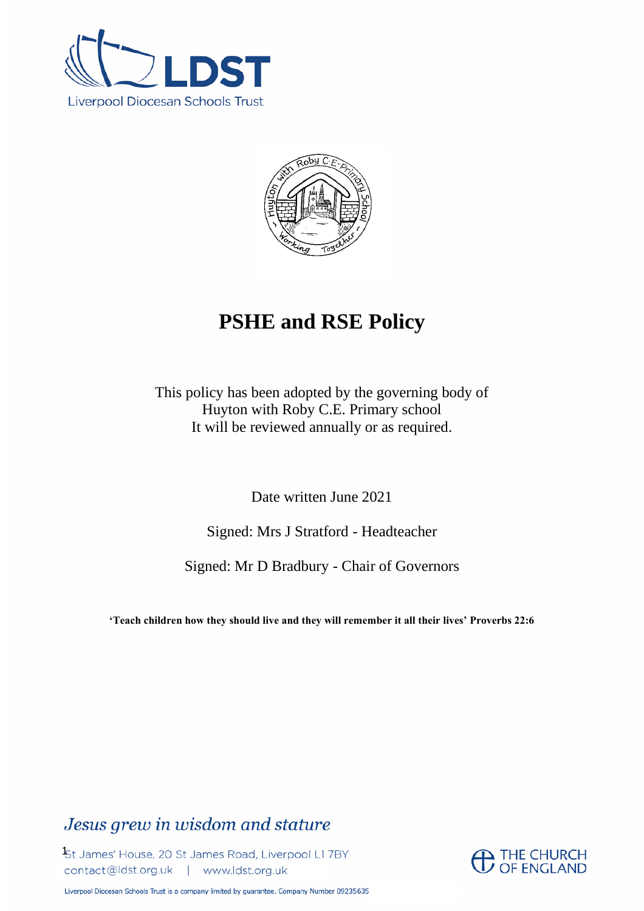Liverpool Diocesan Schools Trust

# PSHE and RSE Policy

This policy has been adopted by the governing body of Huyton with Roby C.E. Primary school
It will be reviewed annually or as required.

Date written June 2021

Signed: Mrs J Stratford - Headteacher

Signed: Mr D Bradbury - Chair of Governors

**'Teach children how they should live and they will remember it all their lives' Proverbs 22:6**

*Jesus grew in wisdom and stature*

St James' House, 20 St James Road, Liverpool L1 7BY
contact@ldst.org.uk | www.ldst.org.uk

THE CHURCH OF ENGLAND

Liverpool Diocesan Schools Trust is a company limited by guarantee. Company Number 09235635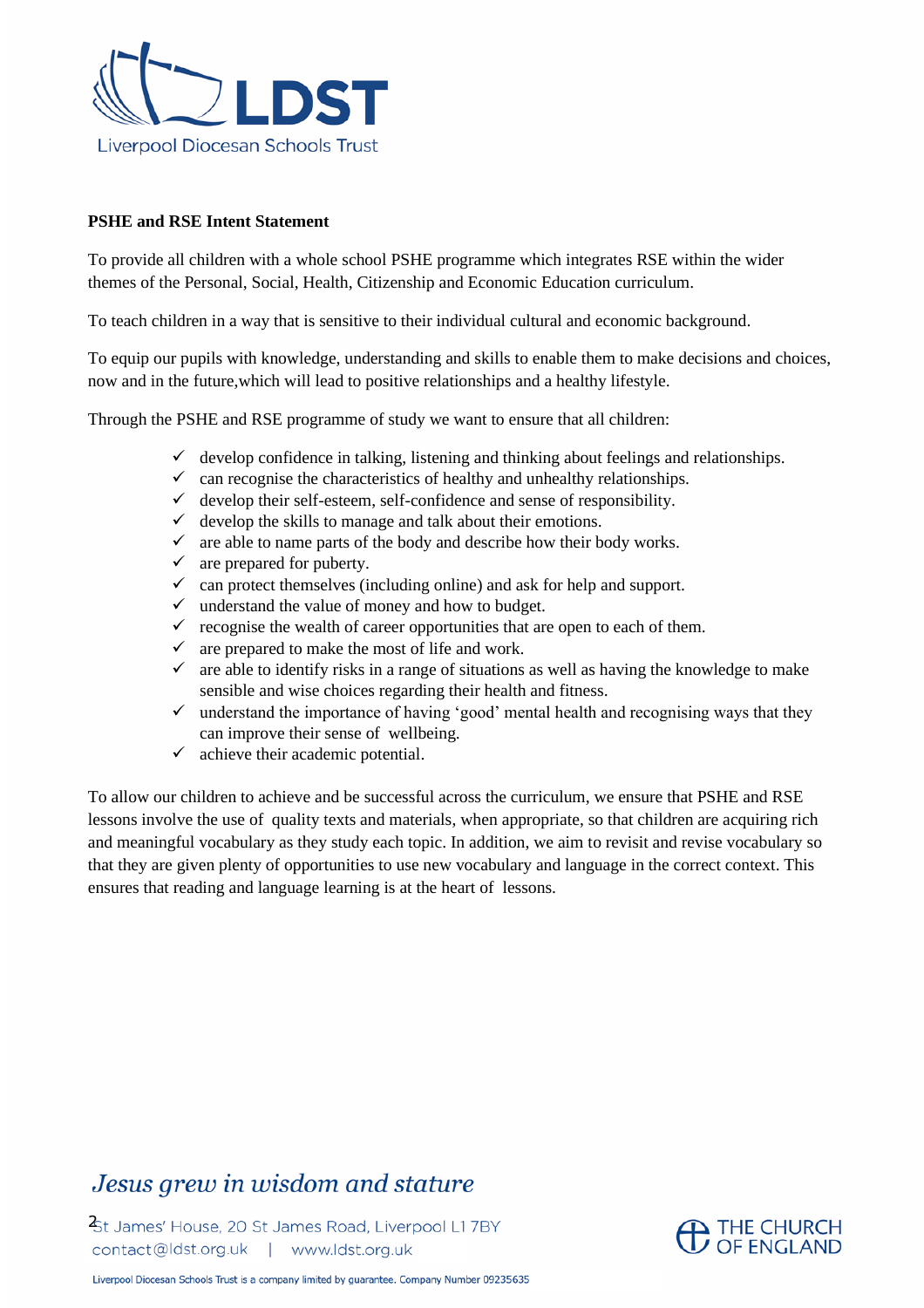**PSHE and RSE Intent Statement**

To provide all children with a whole school PSHE programme which integrates RSE within the wider themes of the Personal, Social, Health, Citizenship and Economic Education curriculum.

To teach children in a way that is sensitive to their individual cultural and economic background.

To equip our pupils with knowledge, understanding and skills to enable them to make decisions and choices, now and in the future,which will lead to positive relationships and a healthy lifestyle.

Through the PSHE and RSE programme of study we want to ensure that all children:

- ✓ develop confidence in talking, listening and thinking about feelings and relationships.
- ✓ can recognise the characteristics of healthy and unhealthy relationships.
- ✓ develop their self-esteem, self-confidence and sense of responsibility.
- ✓ develop the skills to manage and talk about their emotions.
- ✓ are able to name parts of the body and describe how their body works.
- ✓ are prepared for puberty.
- ✓ can protect themselves (including online) and ask for help and support.
- ✓ understand the value of money and how to budget.
- ✓ recognise the wealth of career opportunities that are open to each of them.
- ✓ are prepared to make the most of life and work.
- ✓ are able to identify risks in a range of situations as well as having the knowledge to make sensible and wise choices regarding their health and fitness.
- ✓ understand the importance of having 'good' mental health and recognising ways that they can improve their sense of wellbeing.
- ✓ achieve their academic potential.

To allow our children to achieve and be successful across the curriculum, we ensure that PSHE and RSE lessons involve the use of quality texts and materials, when appropriate, so that children are acquiring rich and meaningful vocabulary as they study each topic. In addition, we aim to revisit and revise vocabulary so that they are given plenty of opportunities to use new vocabulary and language in the correct context. This ensures that reading and language learning is at the heart of lessons.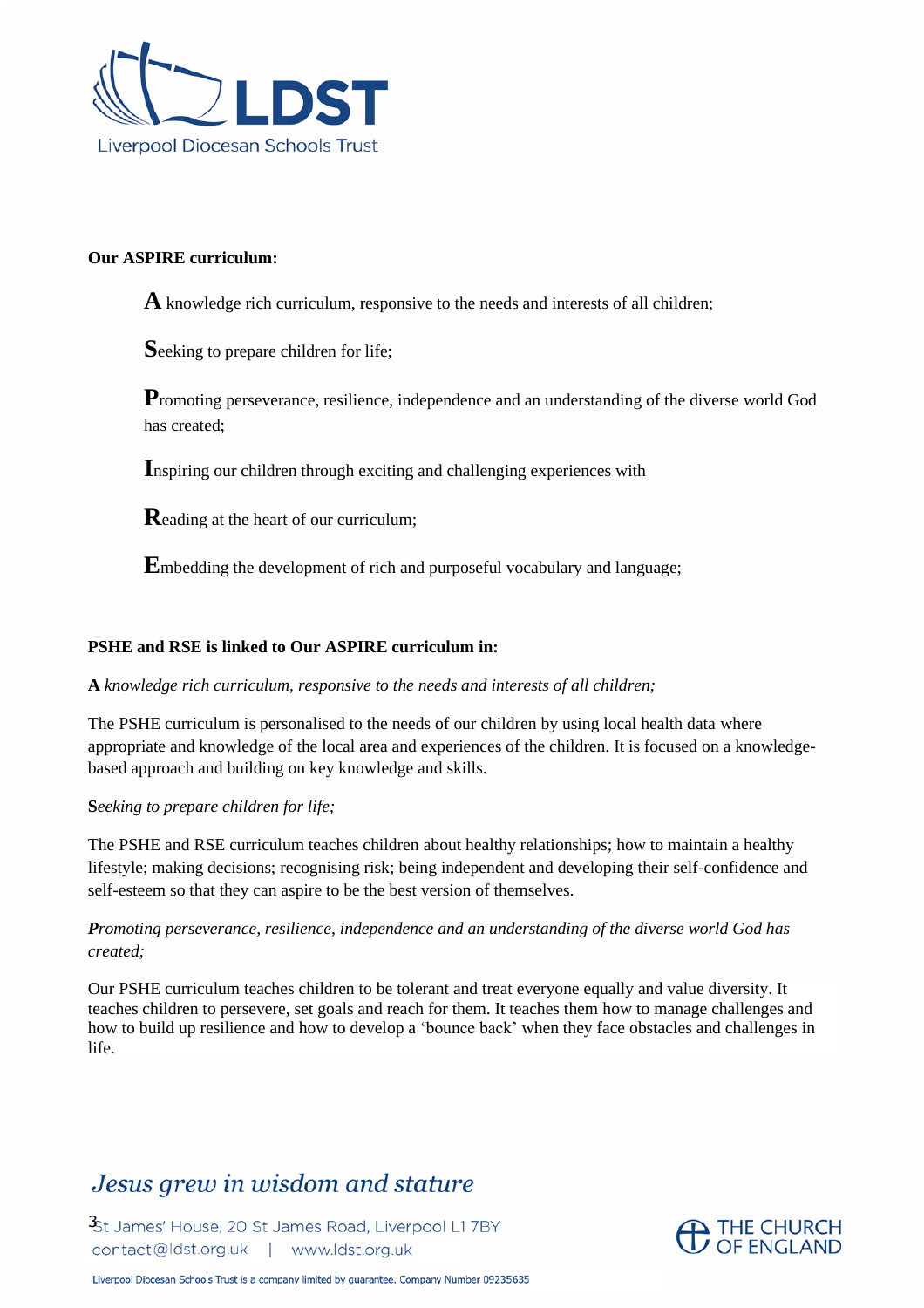**Our ASPIRE curriculum:**

**A** knowledge rich curriculum, responsive to the needs and interests of all children;

**S**eeking to prepare children for life;

**P**romoting perseverance, resilience, independence and an understanding of the diverse world God has created;

**I**nspiring our children through exciting and challenging experiences with

**R**eading at the heart of our curriculum;

**E**mbedding the development of rich and purposeful vocabulary and language;

**PSHE and RSE is linked to Our ASPIRE curriculum in:**

**A** *knowledge rich curriculum, responsive to the needs and interests of all children;*

The PSHE curriculum is personalised to the needs of our children by using local health data where appropriate and knowledge of the local area and experiences of the children. It is focused on a knowledge-based approach and building on key knowledge and skills.

**S***eeking to prepare children for life;*

The PSHE and RSE curriculum teaches children about healthy relationships; how to maintain a healthy lifestyle; making decisions; recognising risk; being independent and developing their self-confidence and self-esteem so that they can aspire to be the best version of themselves.

***P****romoting perseverance, resilience, independence and an understanding of the diverse world God has created;*

Our PSHE curriculum teaches children to be tolerant and treat everyone equally and value diversity. It teaches children to persevere, set goals and reach for them. It teaches them how to manage challenges and how to build up resilience and how to develop a 'bounce back' when they face obstacles and challenges in life.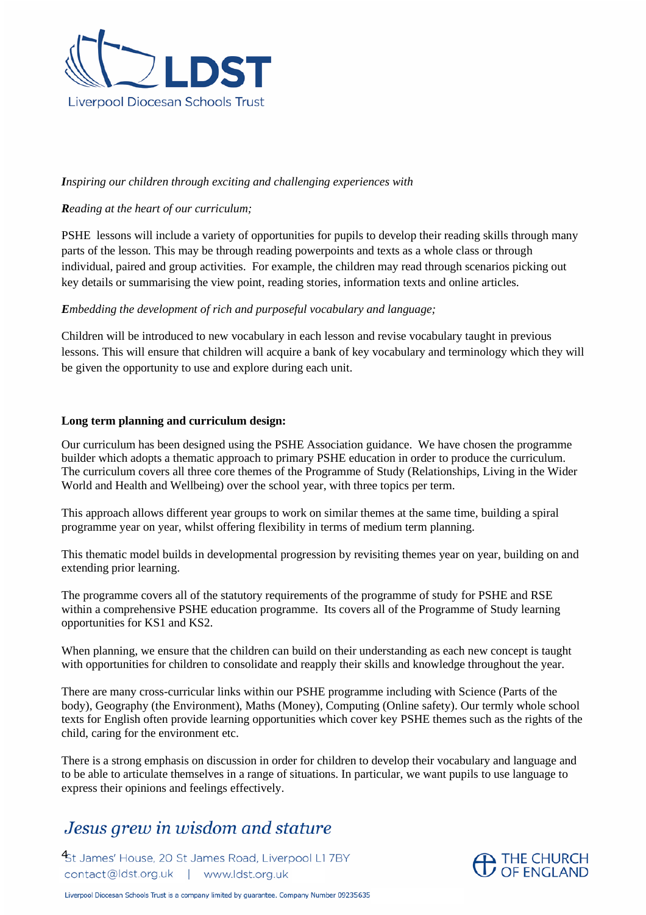***I****nspiring our children through exciting and challenging experiences with*

***R****eading at the heart of our curriculum;*

PSHE lessons will include a variety of opportunities for pupils to develop their reading skills through many parts of the lesson. This may be through reading powerpoints and texts as a whole class or through individual, paired and group activities. For example, the children may read through scenarios picking out key details or summarising the view point, reading stories, information texts and online articles.

***E****mbedding the development of rich and purposeful vocabulary and language;*

Children will be introduced to new vocabulary in each lesson and revise vocabulary taught in previous lessons. This will ensure that children will acquire a bank of key vocabulary and terminology which they will be given the opportunity to use and explore during each unit.

**Long term planning and curriculum design:**

Our curriculum has been designed using the PSHE Association guidance. We have chosen the programme builder which adopts a thematic approach to primary PSHE education in order to produce the curriculum. The curriculum covers all three core themes of the Programme of Study (Relationships, Living in the Wider World and Health and Wellbeing) over the school year, with three topics per term.

This approach allows different year groups to work on similar themes at the same time, building a spiral programme year on year, whilst offering flexibility in terms of medium term planning.

This thematic model builds in developmental progression by revisiting themes year on year, building on and extending prior learning.

The programme covers all of the statutory requirements of the programme of study for PSHE and RSE within a comprehensive PSHE education programme. Its covers all of the Programme of Study learning opportunities for KS1 and KS2.

When planning, we ensure that the children can build on their understanding as each new concept is taught with opportunities for children to consolidate and reapply their skills and knowledge throughout the year.

There are many cross-curricular links within our PSHE programme including with Science (Parts of the body), Geography (the Environment), Maths (Money), Computing (Online safety). Our termly whole school texts for English often provide learning opportunities which cover key PSHE themes such as the rights of the child, caring for the environment etc.

There is a strong emphasis on discussion in order for children to develop their vocabulary and language and to be able to articulate themselves in a range of situations. In particular, we want pupils to use language to express their opinions and feelings effectively.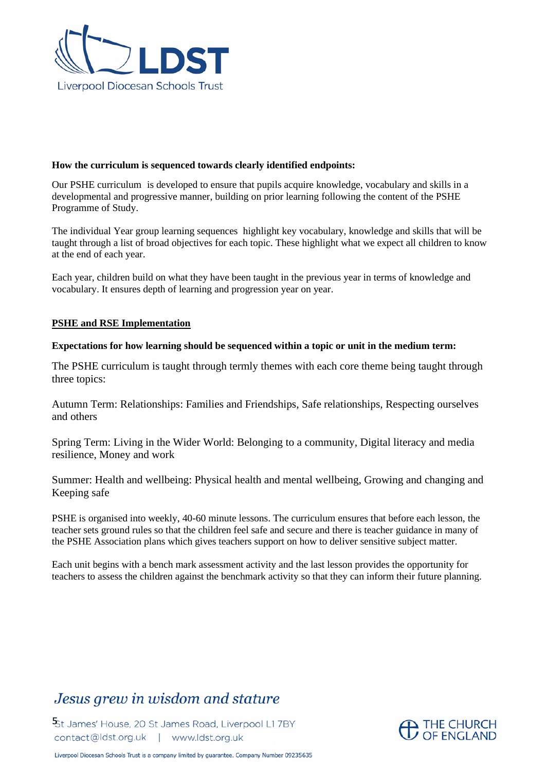**How the curriculum is sequenced towards clearly identified endpoints:**

Our PSHE curriculum is developed to ensure that pupils acquire knowledge, vocabulary and skills in a developmental and progressive manner, building on prior learning following the content of the PSHE Programme of Study.

The individual Year group learning sequences highlight key vocabulary, knowledge and skills that will be taught through a list of broad objectives for each topic. These highlight what we expect all children to know at the end of each year.

Each year, children build on what they have been taught in the previous year in terms of knowledge and vocabulary. It ensures depth of learning and progression year on year.

**PSHE and RSE Implementation**

**Expectations for how learning should be sequenced within a topic or unit in the medium term:**

The PSHE curriculum is taught through termly themes with each core theme being taught through three topics:

Autumn Term: Relationships: Families and Friendships, Safe relationships, Respecting ourselves and others

Spring Term: Living in the Wider World: Belonging to a community, Digital literacy and media resilience, Money and work

Summer: Health and wellbeing: Physical health and mental wellbeing, Growing and changing and Keeping safe

PSHE is organised into weekly, 40-60 minute lessons. The curriculum ensures that before each lesson, the teacher sets ground rules so that the children feel safe and secure and there is teacher guidance in many of the PSHE Association plans which gives teachers support on how to deliver sensitive subject matter.

Each unit begins with a bench mark assessment activity and the last lesson provides the opportunity for teachers to assess the children against the benchmark activity so that they can inform their future planning.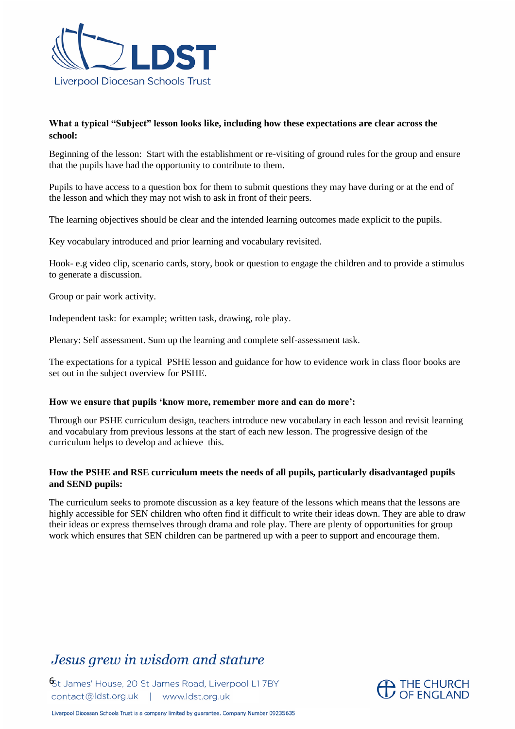**What a typical "Subject" lesson looks like, including how these expectations are clear across the school:**

Beginning of the lesson: Start with the establishment or re-visiting of ground rules for the group and ensure that the pupils have had the opportunity to contribute to them.

Pupils to have access to a question box for them to submit questions they may have during or at the end of the lesson and which they may not wish to ask in front of their peers.

The learning objectives should be clear and the intended learning outcomes made explicit to the pupils.

Key vocabulary introduced and prior learning and vocabulary revisited.

Hook- e.g video clip, scenario cards, story, book or question to engage the children and to provide a stimulus to generate a discussion.

Group or pair work activity.

Independent task: for example; written task, drawing, role play.

Plenary: Self assessment. Sum up the learning and complete self-assessment task.

The expectations for a typical PSHE lesson and guidance for how to evidence work in class floor books are set out in the subject overview for PSHE.

**How we ensure that pupils 'know more, remember more and can do more':**

Through our PSHE curriculum design, teachers introduce new vocabulary in each lesson and revisit learning and vocabulary from previous lessons at the start of each new lesson. The progressive design of the curriculum helps to develop and achieve this.

**How the PSHE and RSE curriculum meets the needs of all pupils, particularly disadvantaged pupils and SEND pupils:**

The curriculum seeks to promote discussion as a key feature of the lessons which means that the lessons are highly accessible for SEN children who often find it difficult to write their ideas down. They are able to draw their ideas or express themselves through drama and role play. There are plenty of opportunities for group work which ensures that SEN children can be partnered up with a peer to support and encourage them.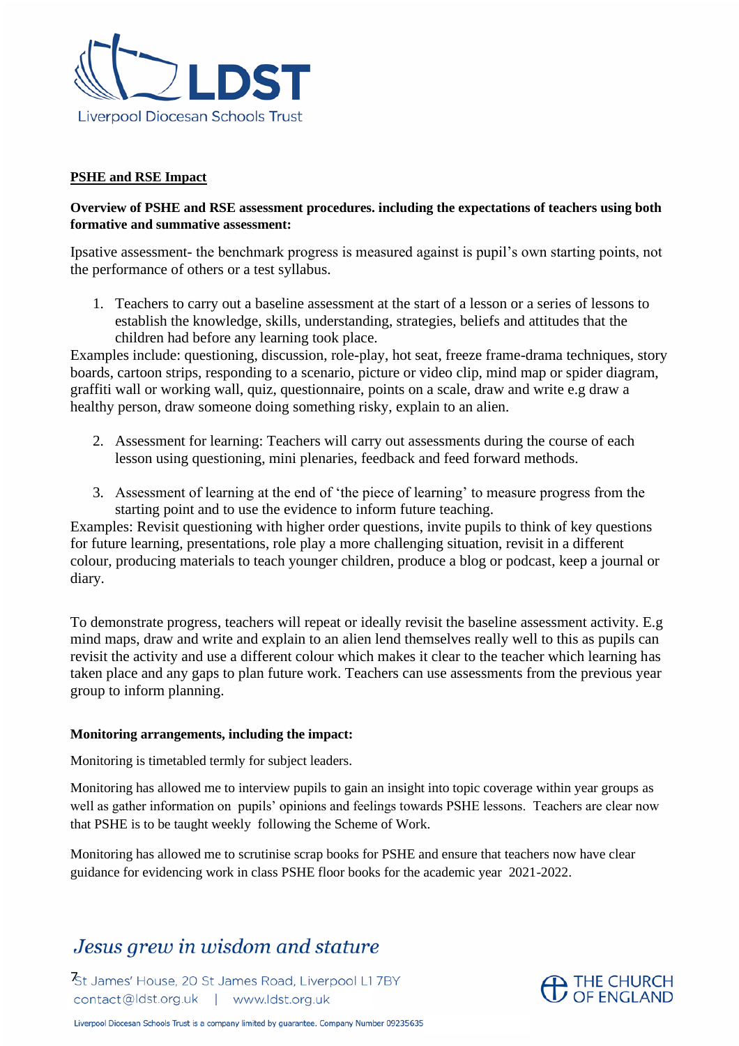**PSHE and RSE Impact**

**Overview of PSHE and RSE assessment procedures. including the expectations of teachers using both formative and summative assessment:**

Ipsative assessment- the benchmark progress is measured against is pupil's own starting points, not the performance of others or a test syllabus.

1. Teachers to carry out a baseline assessment at the start of a lesson or a series of lessons to establish the knowledge, skills, understanding, strategies, beliefs and attitudes that the children had before any learning took place.

Examples include: questioning, discussion, role-play, hot seat, freeze frame-drama techniques, story boards, cartoon strips, responding to a scenario, picture or video clip, mind map or spider diagram, graffiti wall or working wall, quiz, questionnaire, points on a scale, draw and write e.g draw a healthy person, draw someone doing something risky, explain to an alien.

2. Assessment for learning: Teachers will carry out assessments during the course of each lesson using questioning, mini plenaries, feedback and feed forward methods.

3. Assessment of learning at the end of 'the piece of learning' to measure progress from the starting point and to use the evidence to inform future teaching.

Examples: Revisit questioning with higher order questions, invite pupils to think of key questions for future learning, presentations, role play a more challenging situation, revisit in a different colour, producing materials to teach younger children, produce a blog or podcast, keep a journal or diary.

To demonstrate progress, teachers will repeat or ideally revisit the baseline assessment activity. E.g mind maps, draw and write and explain to an alien lend themselves really well to this as pupils can revisit the activity and use a different colour which makes it clear to the teacher which learning has taken place and any gaps to plan future work. Teachers can use assessments from the previous year group to inform planning.

**Monitoring arrangements, including the impact:**

Monitoring is timetabled termly for subject leaders.

Monitoring has allowed me to interview pupils to gain an insight into topic coverage within year groups as well as gather information on pupils' opinions and feelings towards PSHE lessons. Teachers are clear now that PSHE is to be taught weekly following the Scheme of Work.

Monitoring has allowed me to scrutinise scrap books for PSHE and ensure that teachers now have clear guidance for evidencing work in class PSHE floor books for the academic year 2021-2022.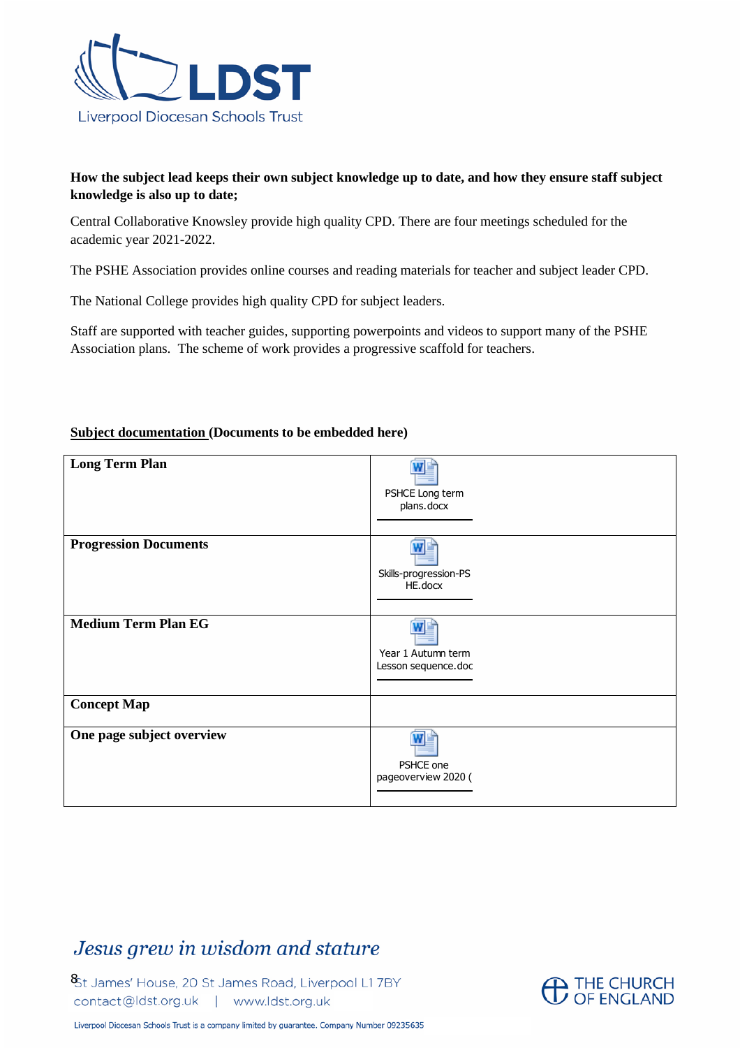**How the subject lead keeps their own subject knowledge up to date, and how they ensure staff subject knowledge is also up to date;**

Central Collaborative Knowsley provide high quality CPD. There are four meetings scheduled for the academic year 2021-2022.

The PSHE Association provides online courses and reading materials for teacher and subject leader CPD.

The National College provides high quality CPD for subject leaders.

Staff are supported with teacher guides, supporting powerpoints and videos to support many of the PSHE Association plans. The scheme of work provides a progressive scaffold for teachers.

**<u>Subject documentation</u> (Documents to be embedded here)**

| | |
|---|---|
| **Long Term Plan** | PSHCE Long term plans.docx |
| **Progression Documents** | Skills-progression-PSHE.docx |
| **Medium Term Plan EG** | Year 1 Autumn term Lesson sequence.doc |
| **Concept Map** | |
| **One page subject overview** | PSHCE one pageoverview 2020 ( |

*Jesus grew in wisdom and stature*